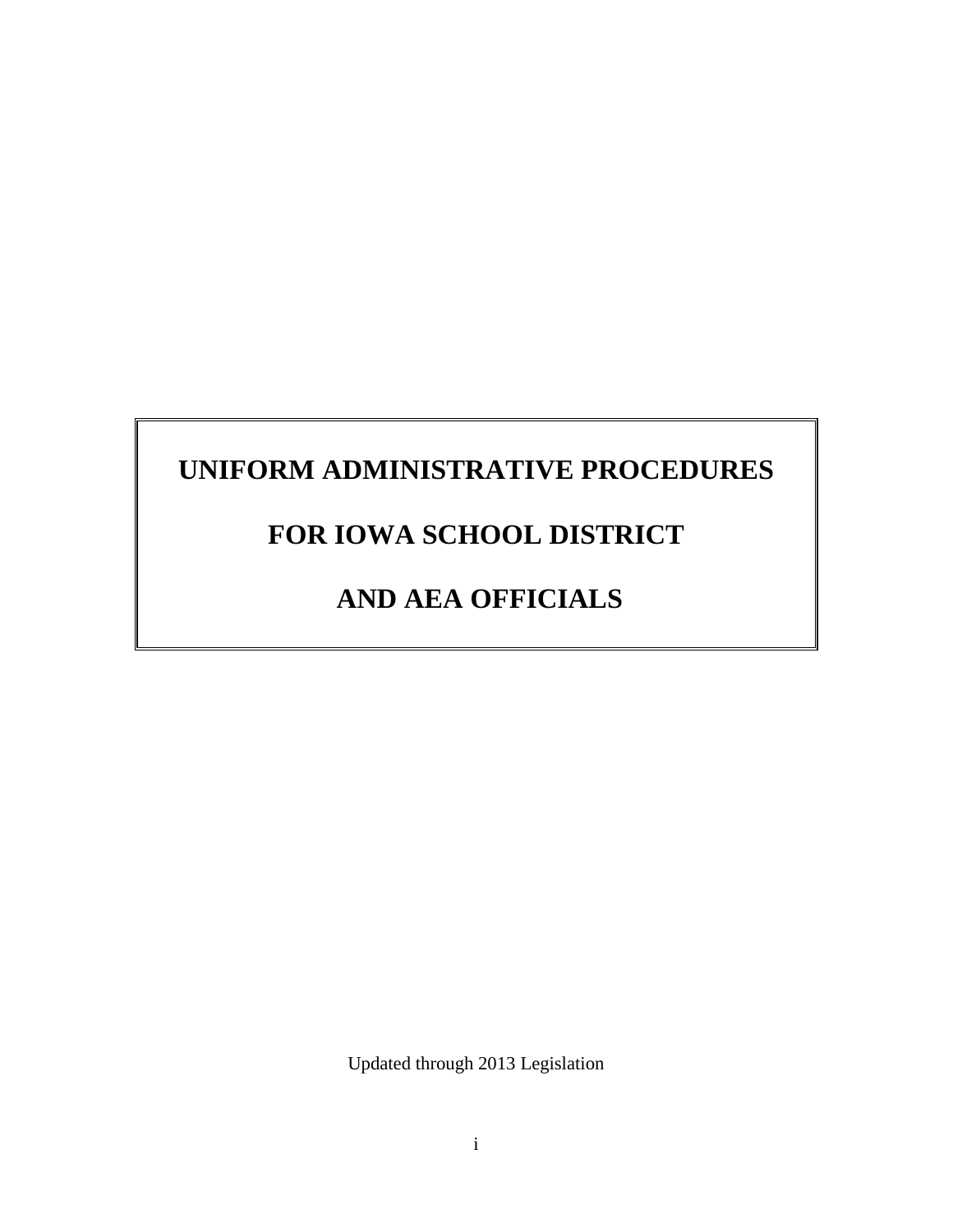# UNIFORM ADMINISTRATIVE PROCEDURES

# FOR IOWA SCHOOL DISTRICT

# AND AEA OFFICIALS

Updated through 2013 Legislation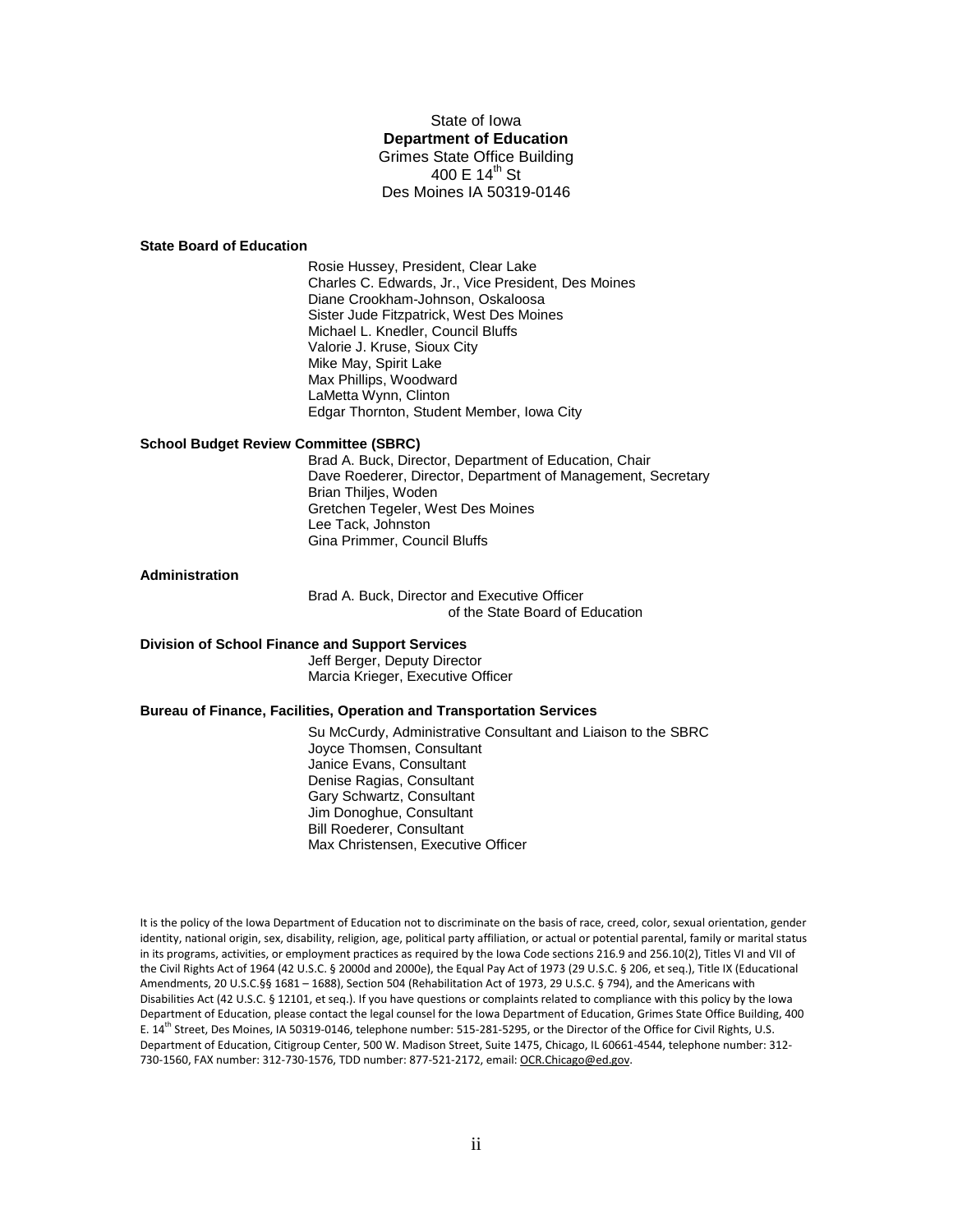State of Iowa
**Department of Education**
Grimes State Office Building
400 E 14$^{th}$ St
Des Moines IA 50319-0146

**State Board of Education**

Rosie Hussey, President, Clear Lake
Charles C. Edwards, Jr., Vice President, Des Moines
Diane Crookham-Johnson, Oskaloosa
Sister Jude Fitzpatrick, West Des Moines
Michael L. Knedler, Council Bluffs
Valorie J. Kruse, Sioux City
Mike May, Spirit Lake
Max Phillips, Woodward
LaMetta Wynn, Clinton
Edgar Thornton, Student Member, Iowa City

**School Budget Review Committee (SBRC)**

Brad A. Buck, Director, Department of Education, Chair
Dave Roederer, Director, Department of Management, Secretary
Brian Thiljes, Woden
Gretchen Tegeler, West Des Moines
Lee Tack, Johnston
Gina Primmer, Council Bluffs

**Administration**

Brad A. Buck, Director and Executive Officer of the State Board of Education

**Division of School Finance and Support Services**

Jeff Berger, Deputy Director
Marcia Krieger, Executive Officer

**Bureau of Finance, Facilities, Operation and Transportation Services**

Su McCurdy, Administrative Consultant and Liaison to the SBRC
Joyce Thomsen, Consultant
Janice Evans, Consultant
Denise Ragias, Consultant
Gary Schwartz, Consultant
Jim Donoghue, Consultant
Bill Roederer, Consultant
Max Christensen, Executive Officer

It is the policy of the Iowa Department of Education not to discriminate on the basis of race, creed, color, sexual orientation, gender identity, national origin, sex, disability, religion, age, political party affiliation, or actual or potential parental, family or marital status in its programs, activities, or employment practices as required by the Iowa Code sections 216.9 and 256.10(2), Titles VI and VII of the Civil Rights Act of 1964 (42 U.S.C. § 2000d and 2000e), the Equal Pay Act of 1973 (29 U.S.C. § 206, et seq.), Title IX (Educational Amendments, 20 U.S.C.§§ 1681 – 1688), Section 504 (Rehabilitation Act of 1973, 29 U.S.C. § 794), and the Americans with Disabilities Act (42 U.S.C. § 12101, et seq.). If you have questions or complaints related to compliance with this policy by the Iowa Department of Education, please contact the legal counsel for the Iowa Department of Education, Grimes State Office Building, 400 E. 14$^{th}$ Street, Des Moines, IA 50319-0146, telephone number: 515-281-5295, or the Director of the Office for Civil Rights, U.S. Department of Education, Citigroup Center, 500 W. Madison Street, Suite 1475, Chicago, IL 60661-4544, telephone number: 312-730-1560, FAX number: 312-730-1576, TDD number: 877-521-2172, email: OCR.Chicago@ed.gov.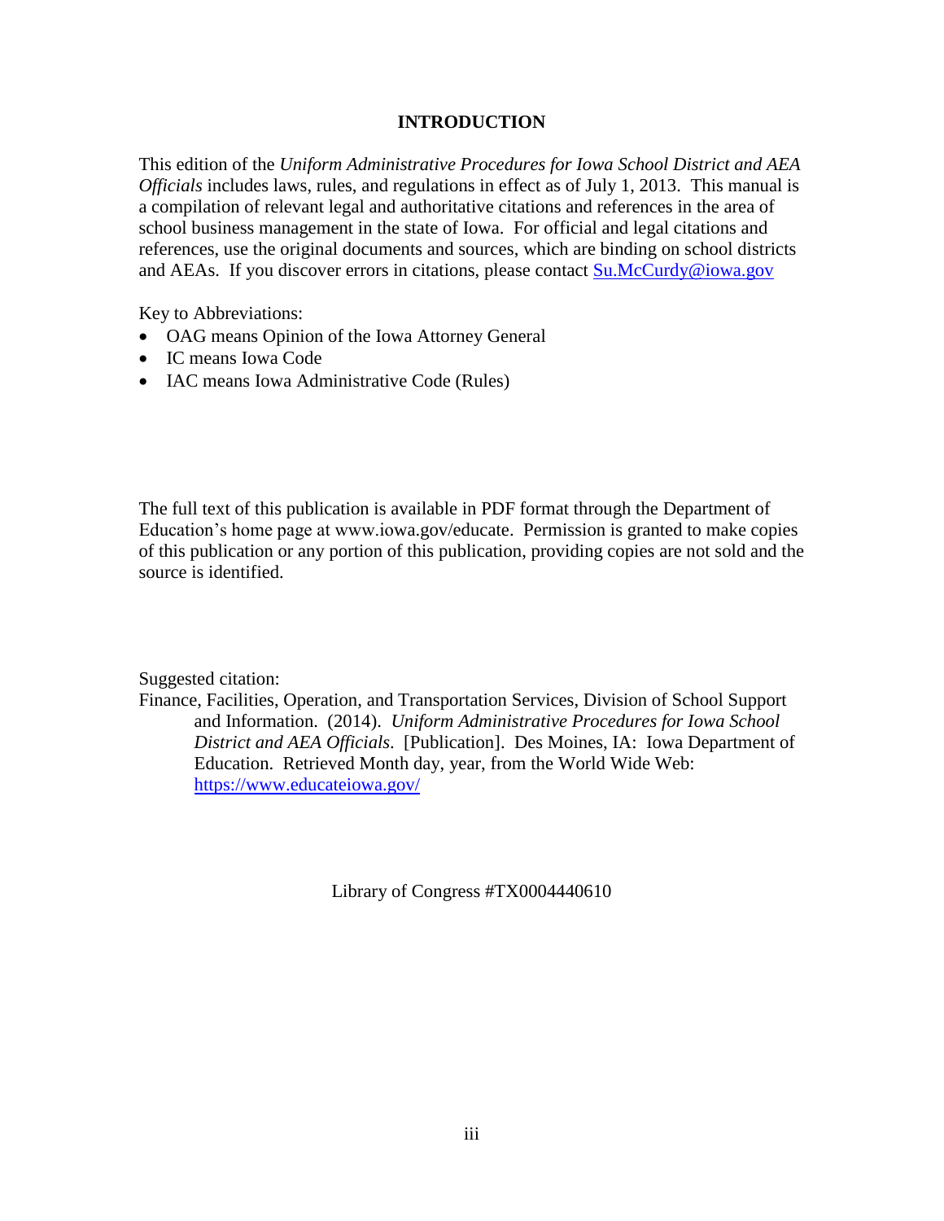# INTRODUCTION

This edition of the *Uniform Administrative Procedures for Iowa School District and AEA Officials* includes laws, rules, and regulations in effect as of July 1, 2013. This manual is a compilation of relevant legal and authoritative citations and references in the area of school business management in the state of Iowa. For official and legal citations and references, use the original documents and sources, which are binding on school districts and AEAs. If you discover errors in citations, please contact [Su.McCurdy@iowa.gov](mailto:Su.McCurdy@iowa.gov)

Key to Abbreviations:

- OAG means Opinion of the Iowa Attorney General
- IC means Iowa Code
- IAC means Iowa Administrative Code (Rules)

The full text of this publication is available in PDF format through the Department of Education's home page at www.iowa.gov/educate. Permission is granted to make copies of this publication or any portion of this publication, providing copies are not sold and the source is identified.

Suggested citation:

Finance, Facilities, Operation, and Transportation Services, Division of School Support and Information. (2014). *Uniform Administrative Procedures for Iowa School District and AEA Officials.* [Publication]. Des Moines, IA: Iowa Department of Education. Retrieved Month day, year, from the World Wide Web: [https://www.educateiowa.gov/](https://www.educateiowa.gov/)

Library of Congress #TX0004440610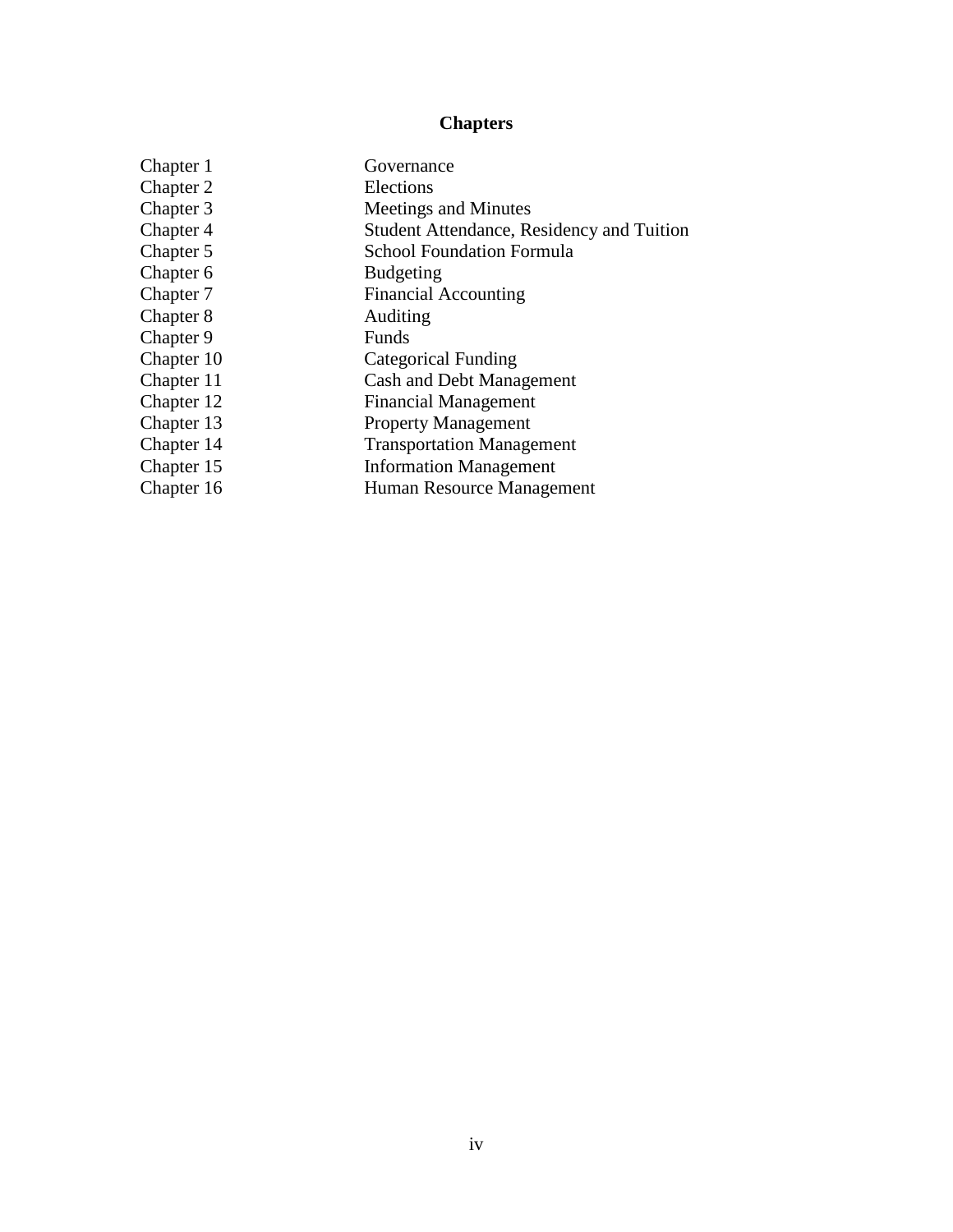# Chapters

| | |
|---|---|
| Chapter 1 | Governance |
| Chapter 2 | Elections |
| Chapter 3 | Meetings and Minutes |
| Chapter 4 | Student Attendance, Residency and Tuition |
| Chapter 5 | School Foundation Formula |
| Chapter 6 | Budgeting |
| Chapter 7 | Financial Accounting |
| Chapter 8 | Auditing |
| Chapter 9 | Funds |
| Chapter 10 | Categorical Funding |
| Chapter 11 | Cash and Debt Management |
| Chapter 12 | Financial Management |
| Chapter 13 | Property Management |
| Chapter 14 | Transportation Management |
| Chapter 15 | Information Management |
| Chapter 16 | Human Resource Management |